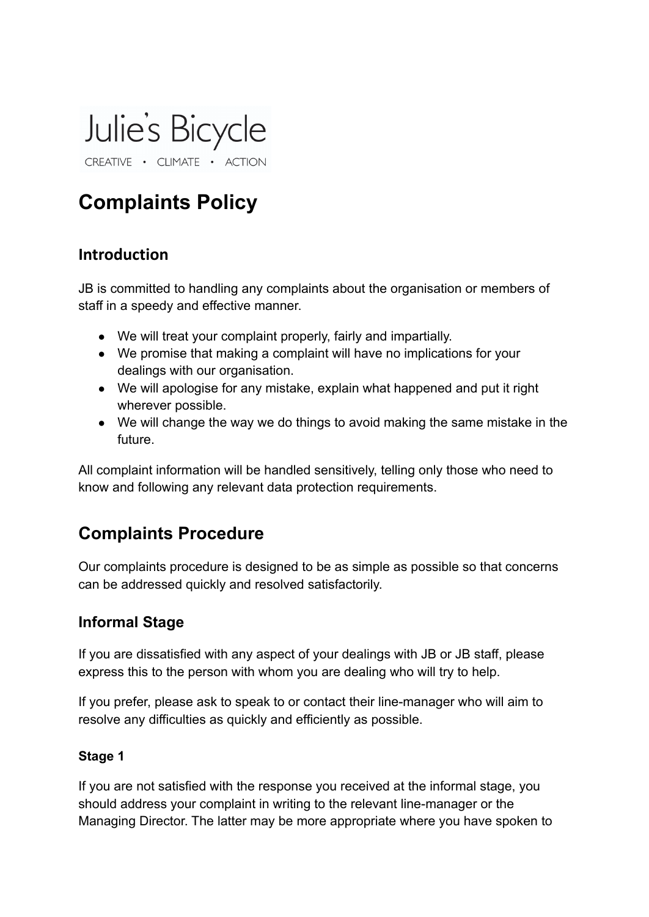Julie's Bicycle

CREATIVE • CLIMATE • ACTION

# Complaints Policy

## Introduction

JB is committed to handling any complaints about the organisation or members of staff in a speedy and effective manner.

- We will treat your complaint properly, fairly and impartially.
- We promise that making a complaint will have no implications for your dealings with our organisation.
- We will apologise for any mistake, explain what happened and put it right wherever possible.
- We will change the way we do things to avoid making the same mistake in the future.

All complaint information will be handled sensitively, telling only those who need to know and following any relevant data protection requirements.

## Complaints Procedure

Our complaints procedure is designed to be as simple as possible so that concerns can be addressed quickly and resolved satisfactorily.

### Informal Stage

If you are dissatisfied with any aspect of your dealings with JB or JB staff, please express this to the person with whom you are dealing who will try to help.

If you prefer, please ask to speak to or contact their line-manager who will aim to resolve any difficulties as quickly and efficiently as possible.

#### Stage 1

If you are not satisfied with the response you received at the informal stage, you should address your complaint in writing to the relevant line-manager or the Managing Director. The latter may be more appropriate where you have spoken to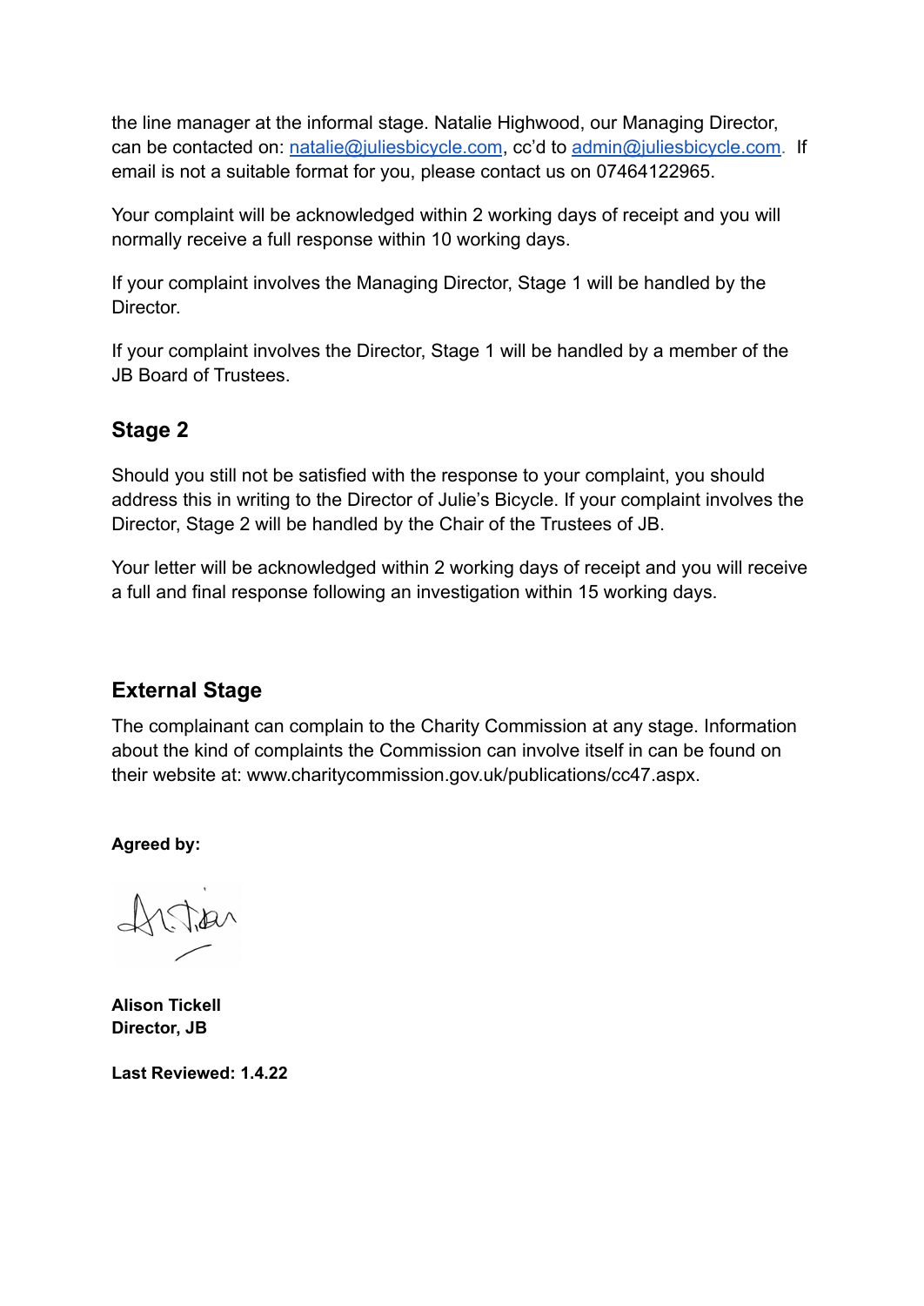the line manager at the informal stage. Natalie Highwood, our Managing Director, can be contacted on: natalie@juliesbicycle.com, cc'd to admin@juliesbicycle.com. If email is not a suitable format for you, please contact us on 07464122965.

Your complaint will be acknowledged within 2 working days of receipt and you will normally receive a full response within 10 working days.

If your complaint involves the Managing Director, Stage 1 will be handled by the Director.

If your complaint involves the Director, Stage 1 will be handled by a member of the JB Board of Trustees.

## Stage 2

Should you still not be satisfied with the response to your complaint, you should address this in writing to the Director of Julie's Bicycle. If your complaint involves the Director, Stage 2 will be handled by the Chair of the Trustees of JB.

Your letter will be acknowledged within 2 working days of receipt and you will receive a full and final response following an investigation within 15 working days.

## External Stage

The complainant can complain to the Charity Commission at any stage. Information about the kind of complaints the Commission can involve itself in can be found on their website at: www.charitycommission.gov.uk/publications/cc47.aspx.

**Agreed by:**

**Alison Tickell**
**Director, JB**

**Last Reviewed: 1.4.22**